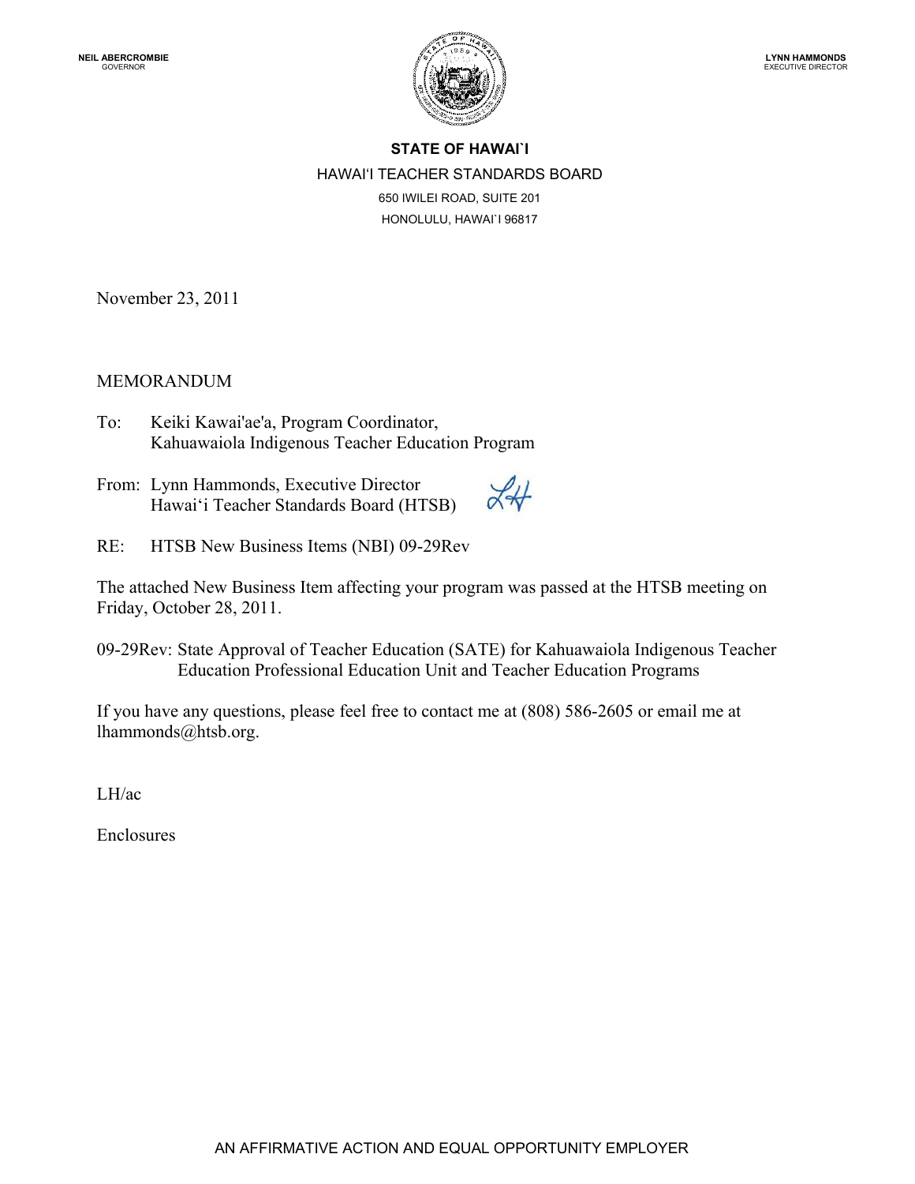**NEIL ABERCROMBIE**
GOVERNOR

**LYNN HAMMONDS**
EXECUTIVE DIRECTOR

**STATE OF HAWAI`I**

HAWAI'I TEACHER STANDARDS BOARD

650 IWILEI ROAD, SUITE 201

HONOLULU, HAWAI`I 96817

November 23, 2011

MEMORANDUM

To: Keiki Kawai'ae'a, Program Coordinator,
Kahuawaiola Indigenous Teacher Education Program

From: Lynn Hammonds, Executive Director
Hawai'i Teacher Standards Board (HTSB)

RE: HTSB New Business Items (NBI) 09-29Rev

The attached New Business Item affecting your program was passed at the HTSB meeting on Friday, October 28, 2011.

09-29Rev: State Approval of Teacher Education (SATE) for Kahuawaiola Indigenous Teacher Education Professional Education Unit and Teacher Education Programs

If you have any questions, please feel free to contact me at (808) 586-2605 or email me at lhammonds@htsb.org.

LH/ac

Enclosures

AN AFFIRMATIVE ACTION AND EQUAL OPPORTUNITY EMPLOYER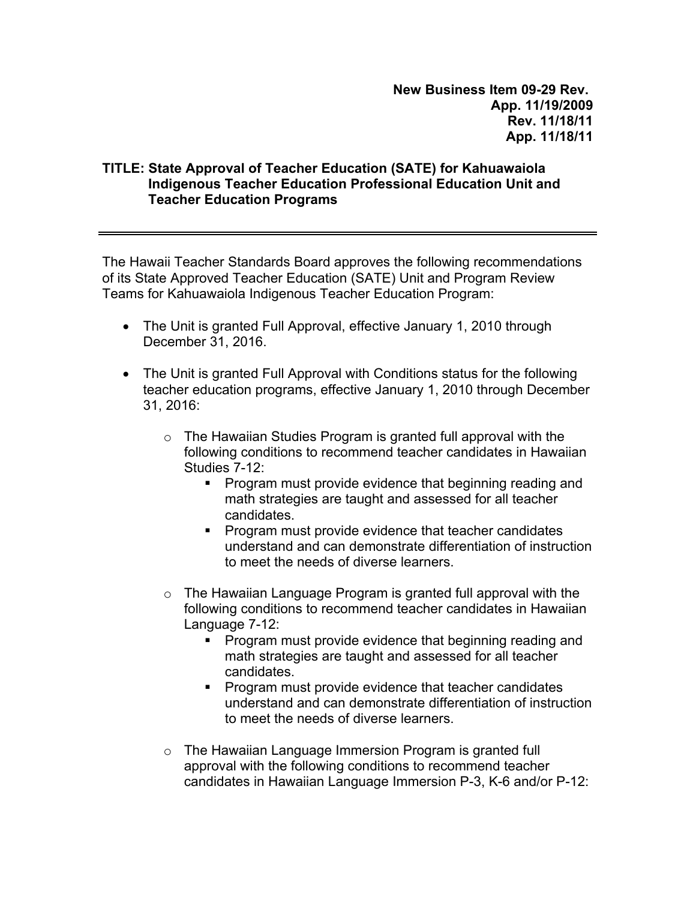**New Business Item 09-29 Rev.**
**App. 11/19/2009**
**Rev. 11/18/11**
**App. 11/18/11**

**TITLE: State Approval of Teacher Education (SATE) for Kahuawaiola Indigenous Teacher Education Professional Education Unit and Teacher Education Programs**

---

The Hawaii Teacher Standards Board approves the following recommendations of its State Approved Teacher Education (SATE) Unit and Program Review Teams for Kahuawaiola Indigenous Teacher Education Program:

- The Unit is granted Full Approval, effective January 1, 2010 through December 31, 2016.
- The Unit is granted Full Approval with Conditions status for the following teacher education programs, effective January 1, 2010 through December 31, 2016:
  - The Hawaiian Studies Program is granted full approval with the following conditions to recommend teacher candidates in Hawaiian Studies 7-12:
    - Program must provide evidence that beginning reading and math strategies are taught and assessed for all teacher candidates.
    - Program must provide evidence that teacher candidates understand and can demonstrate differentiation of instruction to meet the needs of diverse learners.
  - The Hawaiian Language Program is granted full approval with the following conditions to recommend teacher candidates in Hawaiian Language 7-12:
    - Program must provide evidence that beginning reading and math strategies are taught and assessed for all teacher candidates.
    - Program must provide evidence that teacher candidates understand and can demonstrate differentiation of instruction to meet the needs of diverse learners.
  - The Hawaiian Language Immersion Program is granted full approval with the following conditions to recommend teacher candidates in Hawaiian Language Immersion P-3, K-6 and/or P-12: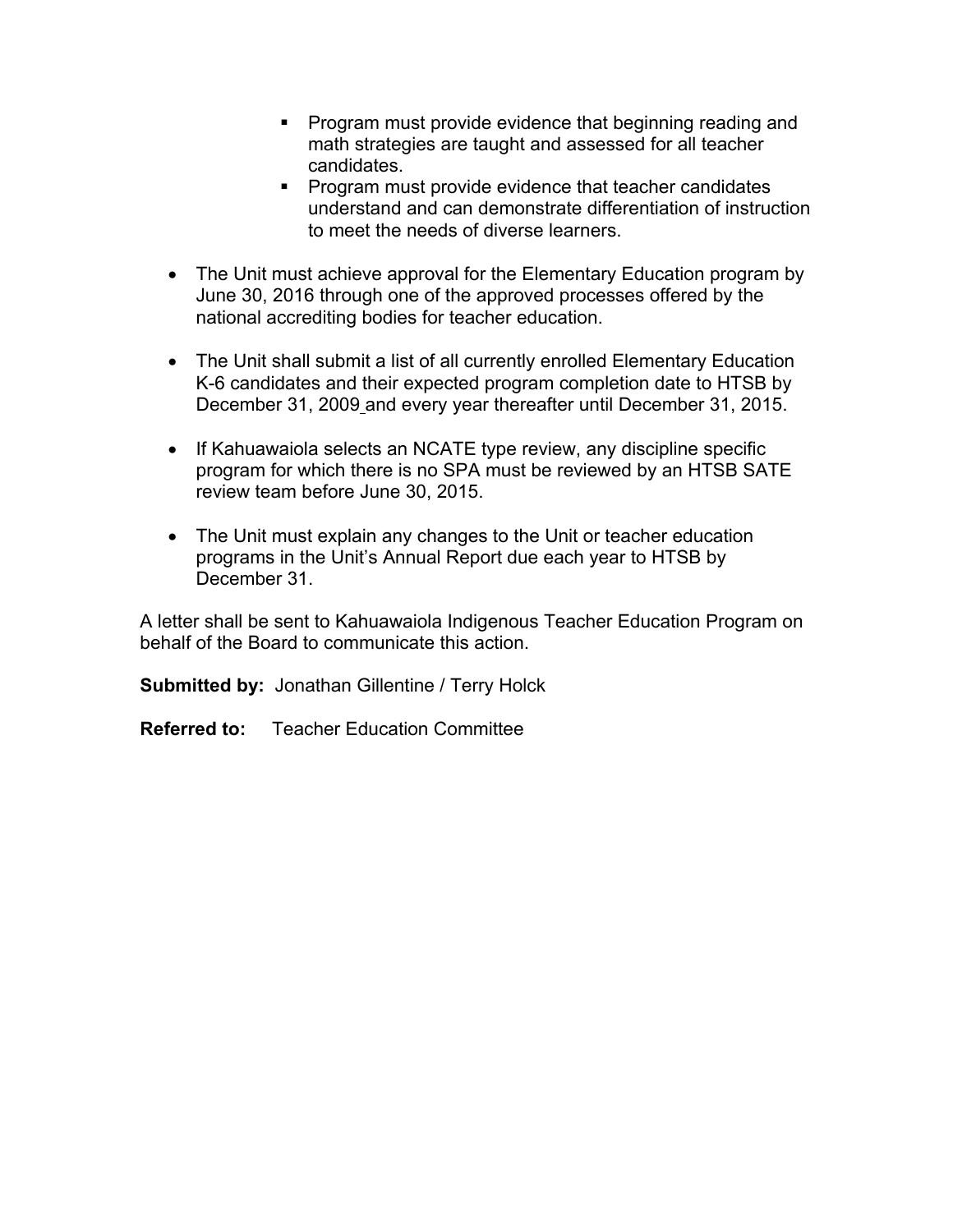- Program must provide evidence that beginning reading and math strategies are taught and assessed for all teacher candidates.
  - Program must provide evidence that teacher candidates understand and can demonstrate differentiation of instruction to meet the needs of diverse learners.

- The Unit must achieve approval for the Elementary Education program by June 30, 2016 through one of the approved processes offered by the national accrediting bodies for teacher education.

- The Unit shall submit a list of all currently enrolled Elementary Education K-6 candidates and their expected program completion date to HTSB by December 31, 2009 and every year thereafter until December 31, 2015.

- If Kahuawaiola selects an NCATE type review, any discipline specific program for which there is no SPA must be reviewed by an HTSB SATE review team before June 30, 2015.

- The Unit must explain any changes to the Unit or teacher education programs in the Unit's Annual Report due each year to HTSB by December 31.

A letter shall be sent to Kahuawaiola Indigenous Teacher Education Program on behalf of the Board to communicate this action.

**Submitted by:** Jonathan Gillentine / Terry Holck

**Referred to:** Teacher Education Committee